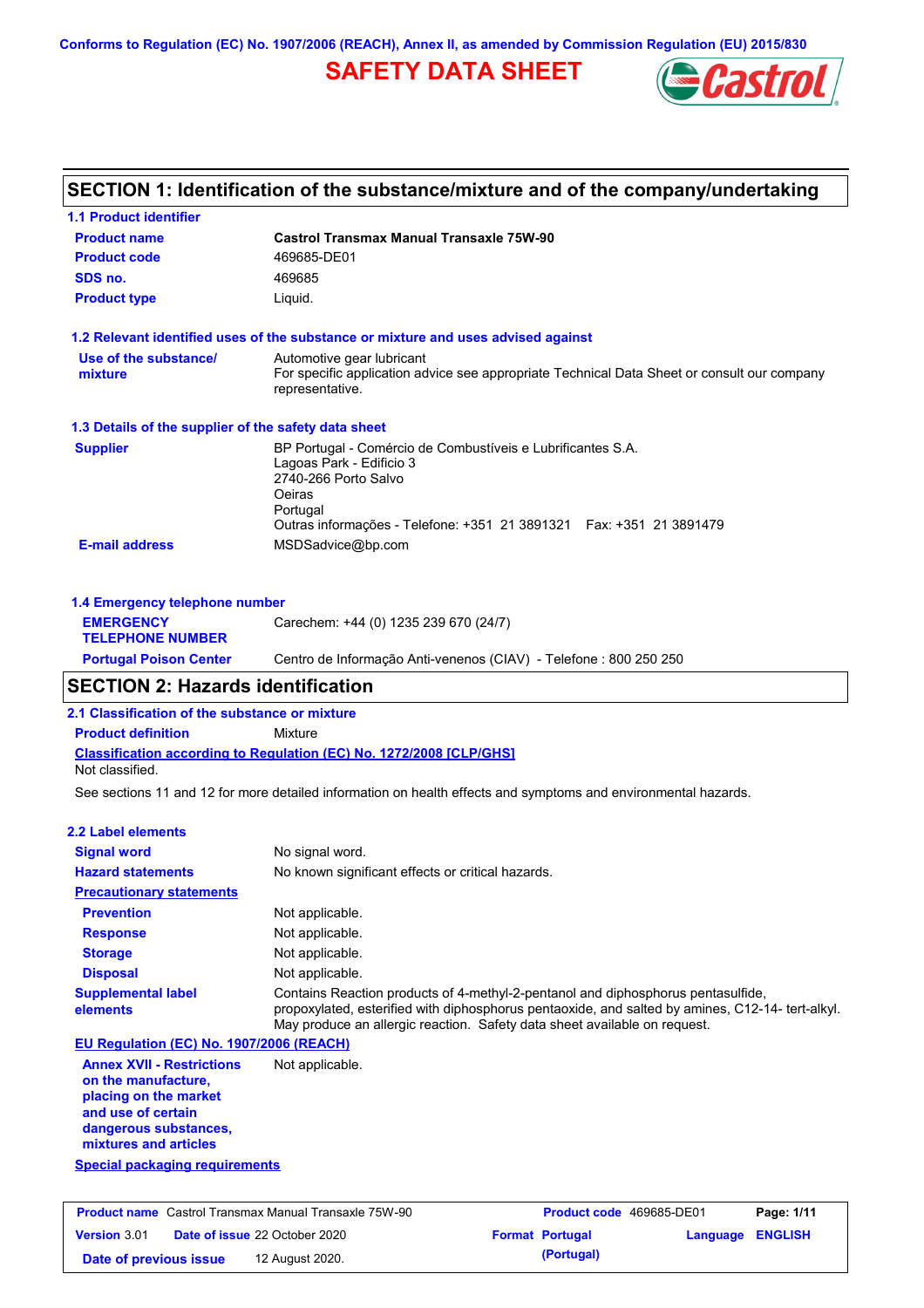Conforms to Regulation (EC) No. 1907/2006 (REACH), Annex II, as amended by Commission Regulation (EU) 2015/830

# SAFETY DATA SHEET

## SECTION 1: Identification of the substance/mixture and of the company/undertaking

### 1.1 Product identifier

| | |
|---|---|
| **Product name** | **Castrol Transmax Manual Transaxle 75W-90** |
| **Product code** | 469685-DE01 |
| **SDS no.** | 469685 |
| **Product type** | Liquid. |

### 1.2 Relevant identified uses of the substance or mixture and uses advised against

| | |
|---|---|
| **Use of the substance/ mixture** | Automotive gear lubricant<br>For specific application advice see appropriate Technical Data Sheet or consult our company representative. |

### 1.3 Details of the supplier of the safety data sheet

| | |
|---|---|
| **Supplier** | BP Portugal - Comércio de Combustíveis e Lubrificantes S.A.<br>Lagoas Park - Edificio 3<br>2740-266 Porto Salvo<br>Oeiras<br>Portugal<br>Outras informações - Telefone: +351 21 3891321 Fax: +351 21 3891479 |
| **E-mail address** | MSDSadvice@bp.com |

### 1.4 Emergency telephone number

| | |
|---|---|
| **EMERGENCY TELEPHONE NUMBER** | Carechem: +44 (0) 1235 239 670 (24/7) |
| **Portugal Poison Center** | Centro de Informação Anti-venenos (CIAV) - Telefone : 800 250 250 |

## SECTION 2: Hazards identification

### 2.1 Classification of the substance or mixture

**Product definition** Mixture

**Classification according to Regulation (EC) No. 1272/2008 [CLP/GHS]**

Not classified.

See sections 11 and 12 for more detailed information on health effects and symptoms and environmental hazards.

### 2.2 Label elements

| | |
|---|---|
| **Signal word** | No signal word. |
| **Hazard statements** | No known significant effects or critical hazards. |
| **Precautionary statements** | |
| **Prevention** | Not applicable. |
| **Response** | Not applicable. |
| **Storage** | Not applicable. |
| **Disposal** | Not applicable. |
| **Supplemental label elements** | Contains Reaction products of 4-methyl-2-pentanol and diphosphorus pentasulfide, propoxylated, esterified with diphosphorus pentaoxide, and salted by amines, C12-14- tert-alkyl. May produce an allergic reaction. Safety data sheet available on request. |

**EU Regulation (EC) No. 1907/2006 (REACH)**

| | |
|---|---|
| **Annex XVII - Restrictions on the manufacture, placing on the market and use of certain dangerous substances, mixtures and articles** | Not applicable. |

**Special packaging requirements**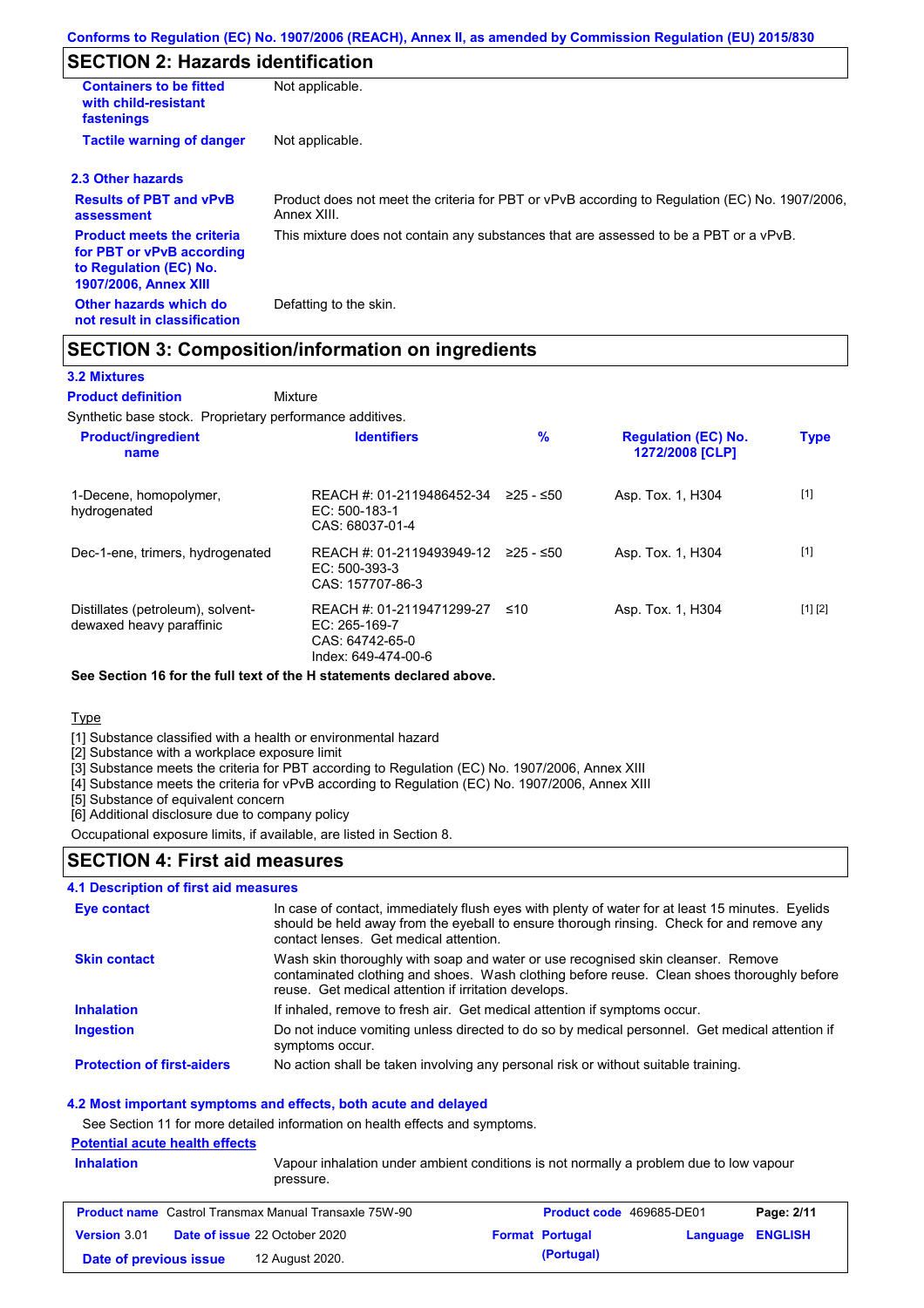## SECTION 2: Hazards identification

| | |
|---|---|
| **Containers to be fitted with child-resistant fastenings** | Not applicable. |
| **Tactile warning of danger** | Not applicable. |

### 2.3 Other hazards

| | |
|---|---|
| **Results of PBT and vPvB assessment** | Product does not meet the criteria for PBT or vPvB according to Regulation (EC) No. 1907/2006, Annex XIII. |
| **Product meets the criteria for PBT or vPvB according to Regulation (EC) No. 1907/2006, Annex XIII** | This mixture does not contain any substances that are assessed to be a PBT or a vPvB. |
| **Other hazards which do not result in classification** | Defatting to the skin. |

## SECTION 3: Composition/information on ingredients

### 3.2 Mixtures

**Product definition** Mixture

Synthetic base stock. Proprietary performance additives.

| Product/ingredient name | Identifiers | % | Regulation (EC) No. 1272/2008 [CLP] | Type |
|---|---|---|---|---|
| 1-Decene, homopolymer, hydrogenated | REACH #: 01-2119486452-34<br>EC: 500-183-1<br>CAS: 68037-01-4 | ≥25 - ≤50 | Asp. Tox. 1, H304 | [1] |
| Dec-1-ene, trimers, hydrogenated | REACH #: 01-2119493949-12<br>EC: 500-393-3<br>CAS: 157707-86-3 | ≥25 - ≤50 | Asp. Tox. 1, H304 | [1] |
| Distillates (petroleum), solvent-dewaxed heavy paraffinic | REACH #: 01-2119471299-27<br>EC: 265-169-7<br>CAS: 64742-65-0<br>Index: 649-474-00-6 | ≤10 | Asp. Tox. 1, H304 | [1] [2] |

**See Section 16 for the full text of the H statements declared above.**

Type

[1] Substance classified with a health or environmental hazard
[2] Substance with a workplace exposure limit
[3] Substance meets the criteria for PBT according to Regulation (EC) No. 1907/2006, Annex XIII
[4] Substance meets the criteria for vPvB according to Regulation (EC) No. 1907/2006, Annex XIII
[5] Substance of equivalent concern
[6] Additional disclosure due to company policy

Occupational exposure limits, if available, are listed in Section 8.

## SECTION 4: First aid measures

### 4.1 Description of first aid measures

| | |
|---|---|
| **Eye contact** | In case of contact, immediately flush eyes with plenty of water for at least 15 minutes. Eyelids should be held away from the eyeball to ensure thorough rinsing. Check for and remove any contact lenses. Get medical attention. |
| **Skin contact** | Wash skin thoroughly with soap and water or use recognised skin cleanser. Remove contaminated clothing and shoes. Wash clothing before reuse. Clean shoes thoroughly before reuse. Get medical attention if irritation develops. |
| **Inhalation** | If inhaled, remove to fresh air. Get medical attention if symptoms occur. |
| **Ingestion** | Do not induce vomiting unless directed to do so by medical personnel. Get medical attention if symptoms occur. |
| **Protection of first-aiders** | No action shall be taken involving any personal risk or without suitable training. |

### 4.2 Most important symptoms and effects, both acute and delayed

See Section 11 for more detailed information on health effects and symptoms.

**Potential acute health effects**

| | |
|---|---|
| **Inhalation** | Vapour inhalation under ambient conditions is not normally a problem due to low vapour pressure. |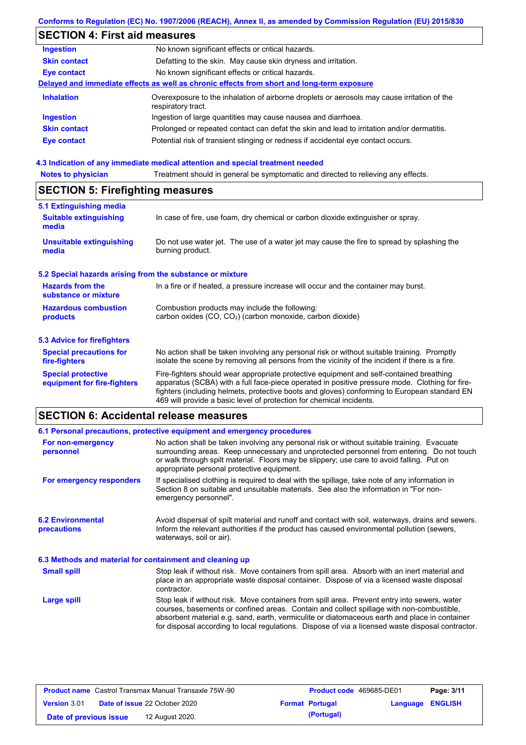## SECTION 4: First aid measures

| | |
|---|---|
| **Ingestion** | No known significant effects or critical hazards. |
| **Skin contact** | Defatting to the skin. May cause skin dryness and irritation. |
| **Eye contact** | No known significant effects or critical hazards. |

**Delayed and immediate effects as well as chronic effects from short and long-term exposure**

| | |
|---|---|
| **Inhalation** | Overexposure to the inhalation of airborne droplets or aerosols may cause irritation of the respiratory tract. |
| **Ingestion** | Ingestion of large quantities may cause nausea and diarrhoea. |
| **Skin contact** | Prolonged or repeated contact can defat the skin and lead to irritation and/or dermatitis. |
| **Eye contact** | Potential risk of transient stinging or redness if accidental eye contact occurs. |

### 4.3 Indication of any immediate medical attention and special treatment needed

| | |
|---|---|
| **Notes to physician** | Treatment should in general be symptomatic and directed to relieving any effects. |

## SECTION 5: Firefighting measures

### 5.1 Extinguishing media

| | |
|---|---|
| **Suitable extinguishing media** | In case of fire, use foam, dry chemical or carbon dioxide extinguisher or spray. |
| **Unsuitable extinguishing media** | Do not use water jet. The use of a water jet may cause the fire to spread by splashing the burning product. |

### 5.2 Special hazards arising from the substance or mixture

| | |
|---|---|
| **Hazards from the substance or mixture** | In a fire or if heated, a pressure increase will occur and the container may burst. |
| **Hazardous combustion products** | Combustion products may include the following: carbon oxides (CO, $CO_2$) (carbon monoxide, carbon dioxide) |

### 5.3 Advice for firefighters

| | |
|---|---|
| **Special precautions for fire-fighters** | No action shall be taken involving any personal risk or without suitable training. Promptly isolate the scene by removing all persons from the vicinity of the incident if there is a fire. |
| **Special protective equipment for fire-fighters** | Fire-fighters should wear appropriate protective equipment and self-contained breathing apparatus (SCBA) with a full face-piece operated in positive pressure mode. Clothing for fire-fighters (including helmets, protective boots and gloves) conforming to European standard EN 469 will provide a basic level of protection for chemical incidents. |

## SECTION 6: Accidental release measures

### 6.1 Personal precautions, protective equipment and emergency procedures

| | |
|---|---|
| **For non-emergency personnel** | No action shall be taken involving any personal risk or without suitable training. Evacuate surrounding areas. Keep unnecessary and unprotected personnel from entering. Do not touch or walk through spilt material. Floors may be slippery; use care to avoid falling. Put on appropriate personal protective equipment. |
| **For emergency responders** | If specialised clothing is required to deal with the spillage, take note of any information in Section 8 on suitable and unsuitable materials. See also the information in "For non-emergency personnel". |

| | |
|---|---|
| **6.2 Environmental precautions** | Avoid dispersal of spilt material and runoff and contact with soil, waterways, drains and sewers. Inform the relevant authorities if the product has caused environmental pollution (sewers, waterways, soil or air). |

### 6.3 Methods and material for containment and cleaning up

| | |
|---|---|
| **Small spill** | Stop leak if without risk. Move containers from spill area. Absorb with an inert material and place in an appropriate waste disposal container. Dispose of via a licensed waste disposal contractor. |
| **Large spill** | Stop leak if without risk. Move containers from spill area. Prevent entry into sewers, water courses, basements or confined areas. Contain and collect spillage with non-combustible, absorbent material e.g. sand, earth, vermiculite or diatomaceous earth and place in container for disposal according to local regulations. Dispose of via a licensed waste disposal contractor. |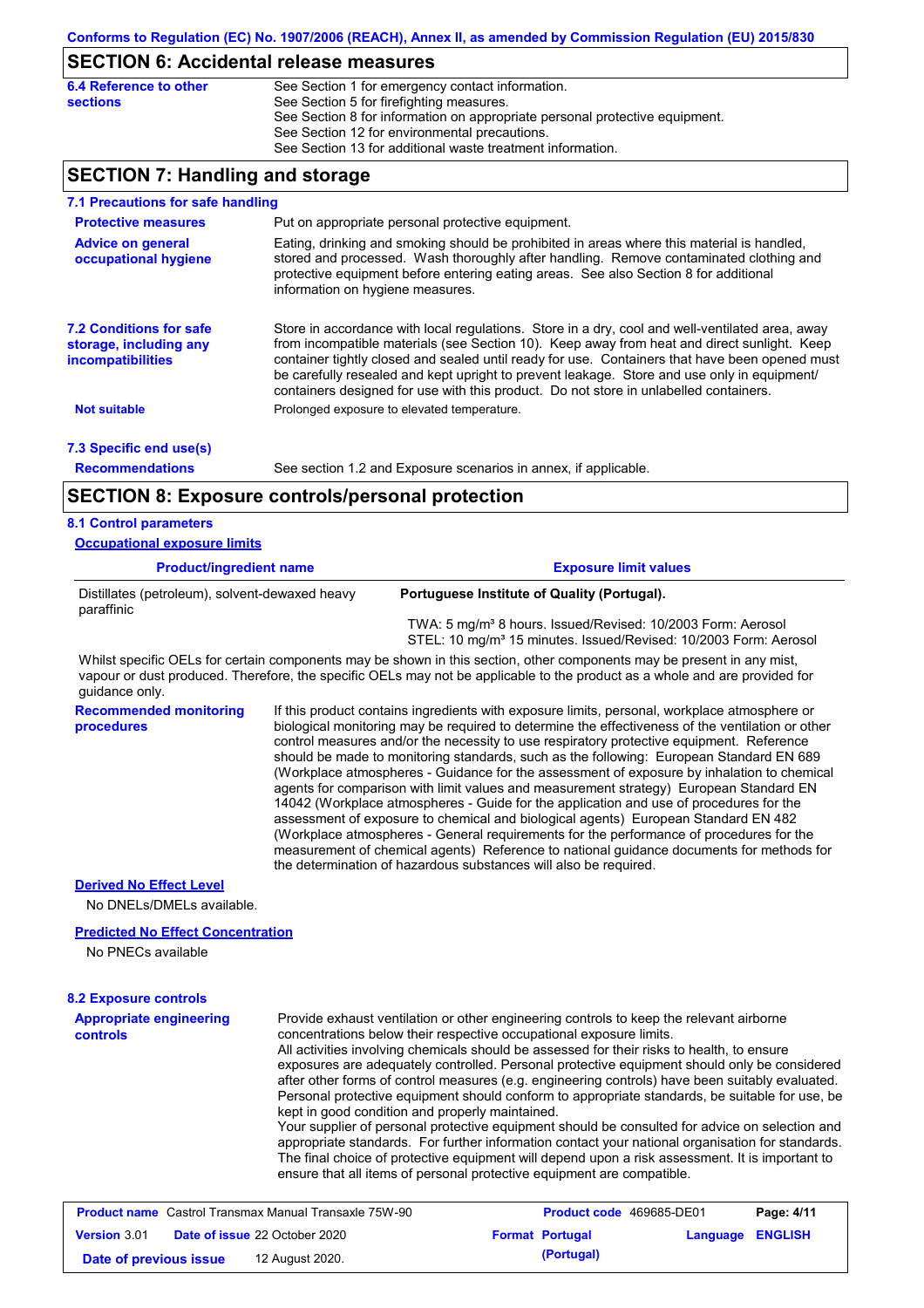## SECTION 6: Accidental release measures

**6.4 Reference to other sections**

See Section 1 for emergency contact information.
See Section 5 for firefighting measures.
See Section 8 for information on appropriate personal protective equipment.
See Section 12 for environmental precautions.
See Section 13 for additional waste treatment information.

## SECTION 7: Handling and storage

### 7.1 Precautions for safe handling

**Protective measures**

Put on appropriate personal protective equipment.

**Advice on general occupational hygiene**

Eating, drinking and smoking should be prohibited in areas where this material is handled, stored and processed. Wash thoroughly after handling. Remove contaminated clothing and protective equipment before entering eating areas. See also Section 8 for additional information on hygiene measures.

### 7.2 Conditions for safe storage, including any incompatibilities

Store in accordance with local regulations. Store in a dry, cool and well-ventilated area, away from incompatible materials (see Section 10). Keep away from heat and direct sunlight. Keep container tightly closed and sealed until ready for use. Containers that have been opened must be carefully resealed and kept upright to prevent leakage. Store and use only in equipment/ containers designed for use with this product. Do not store in unlabelled containers.

**Not suitable**

Prolonged exposure to elevated temperature.

### 7.3 Specific end use(s)

**Recommendations**

See section 1.2 and Exposure scenarios in annex, if applicable.

## SECTION 8: Exposure controls/personal protection

### 8.1 Control parameters

**Occupational exposure limits**

| Product/ingredient name | Exposure limit values |
|---|---|
| Distillates (petroleum), solvent-dewaxed heavy paraffinic | **Portuguese Institute of Quality (Portugal).**<br>TWA: 5 mg/m³ 8 hours. Issued/Revised: 10/2003 Form: Aerosol<br>STEL: 10 mg/m³ 15 minutes. Issued/Revised: 10/2003 Form: Aerosol |

Whilst specific OELs for certain components may be shown in this section, other components may be present in any mist, vapour or dust produced. Therefore, the specific OELs may not be applicable to the product as a whole and are provided for guidance only.

**Recommended monitoring procedures**

If this product contains ingredients with exposure limits, personal, workplace atmosphere or biological monitoring may be required to determine the effectiveness of the ventilation or other control measures and/or the necessity to use respiratory protective equipment. Reference should be made to monitoring standards, such as the following: European Standard EN 689 (Workplace atmospheres - Guidance for the assessment of exposure by inhalation to chemical agents for comparison with limit values and measurement strategy) European Standard EN 14042 (Workplace atmospheres - Guide for the application and use of procedures for the assessment of exposure to chemical and biological agents) European Standard EN 482 (Workplace atmospheres - General requirements for the performance of procedures for the measurement of chemical agents) Reference to national guidance documents for methods for the determination of hazardous substances will also be required.

**Derived No Effect Level**

No DNELs/DMELs available.

**Predicted No Effect Concentration**

No PNECs available

### 8.2 Exposure controls

**Appropriate engineering controls**

Provide exhaust ventilation or other engineering controls to keep the relevant airborne concentrations below their respective occupational exposure limits.
All activities involving chemicals should be assessed for their risks to health, to ensure exposures are adequately controlled. Personal protective equipment should only be considered after other forms of control measures (e.g. engineering controls) have been suitably evaluated. Personal protective equipment should conform to appropriate standards, be suitable for use, be kept in good condition and properly maintained.
Your supplier of personal protective equipment should be consulted for advice on selection and appropriate standards. For further information contact your national organisation for standards. The final choice of protective equipment will depend upon a risk assessment. It is important to ensure that all items of personal protective equipment are compatible.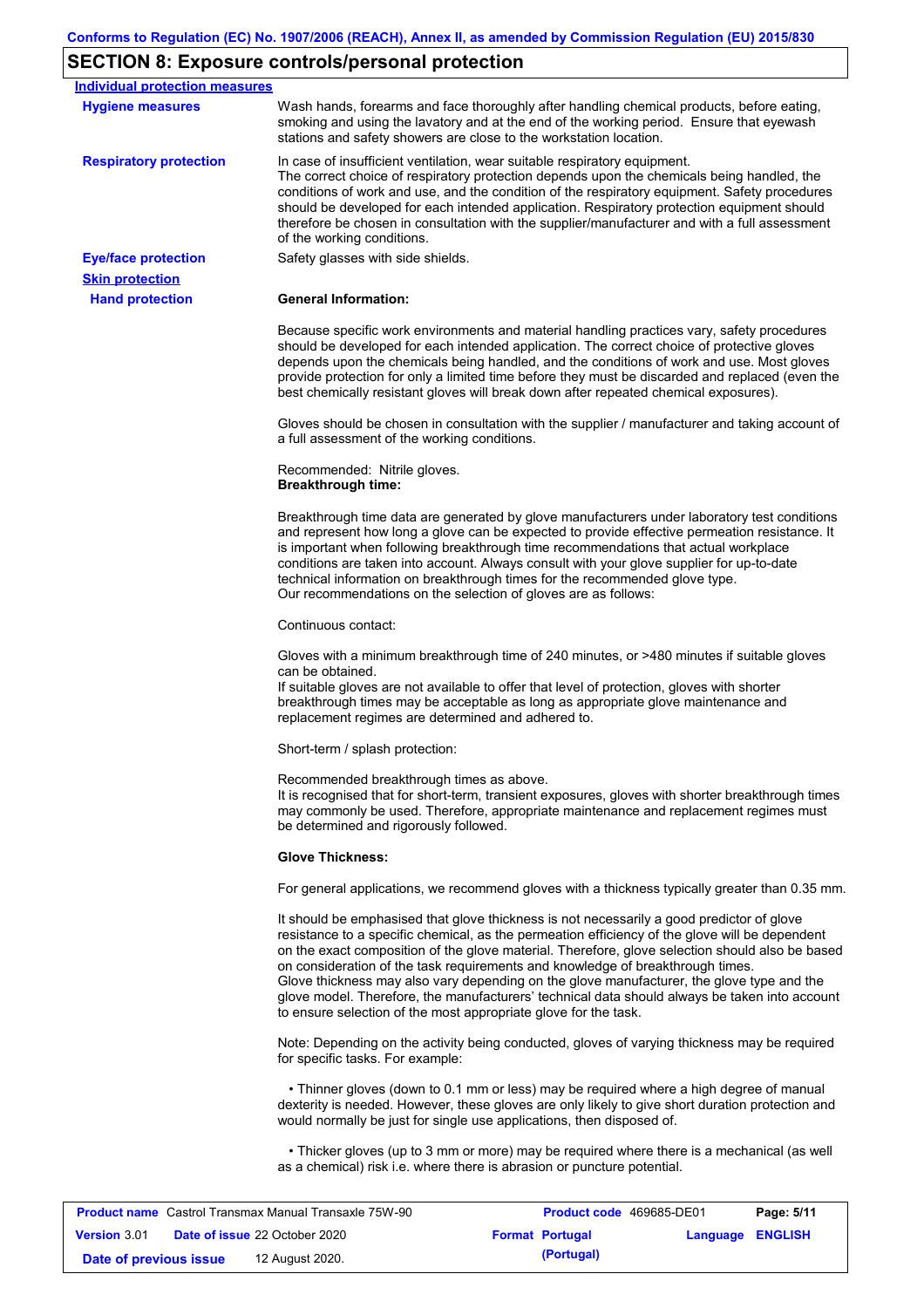## SECTION 8: Exposure controls/personal protection

**Individual protection measures**

**Hygiene measures**

Wash hands, forearms and face thoroughly after handling chemical products, before eating, smoking and using the lavatory and at the end of the working period. Ensure that eyewash stations and safety showers are close to the workstation location.

**Respiratory protection**

In case of insufficient ventilation, wear suitable respiratory equipment.
The correct choice of respiratory protection depends upon the chemicals being handled, the conditions of work and use, and the condition of the respiratory equipment. Safety procedures should be developed for each intended application. Respiratory protection equipment should therefore be chosen in consultation with the supplier/manufacturer and with a full assessment of the working conditions.

**Eye/face protection**

Safety glasses with side shields.

**Skin protection**

**Hand protection**

**General Information:**

Because specific work environments and material handling practices vary, safety procedures should be developed for each intended application. The correct choice of protective gloves depends upon the chemicals being handled, and the conditions of work and use. Most gloves provide protection for only a limited time before they must be discarded and replaced (even the best chemically resistant gloves will break down after repeated chemical exposures).

Gloves should be chosen in consultation with the supplier / manufacturer and taking account of a full assessment of the working conditions.

Recommended: Nitrile gloves.
**Breakthrough time:**

Breakthrough time data are generated by glove manufacturers under laboratory test conditions and represent how long a glove can be expected to provide effective permeation resistance. It is important when following breakthrough time recommendations that actual workplace conditions are taken into account. Always consult with your glove supplier for up-to-date technical information on breakthrough times for the recommended glove type.
Our recommendations on the selection of gloves are as follows:

Continuous contact:

Gloves with a minimum breakthrough time of 240 minutes, or >480 minutes if suitable gloves can be obtained.
If suitable gloves are not available to offer that level of protection, gloves with shorter breakthrough times may be acceptable as long as appropriate glove maintenance and replacement regimes are determined and adhered to.

Short-term / splash protection:

Recommended breakthrough times as above.
It is recognised that for short-term, transient exposures, gloves with shorter breakthrough times may commonly be used. Therefore, appropriate maintenance and replacement regimes must be determined and rigorously followed.

**Glove Thickness:**

For general applications, we recommend gloves with a thickness typically greater than 0.35 mm.

It should be emphasised that glove thickness is not necessarily a good predictor of glove resistance to a specific chemical, as the permeation efficiency of the glove will be dependent on the exact composition of the glove material. Therefore, glove selection should also be based on consideration of the task requirements and knowledge of breakthrough times.
Glove thickness may also vary depending on the glove manufacturer, the glove type and the glove model. Therefore, the manufacturers' technical data should always be taken into account to ensure selection of the most appropriate glove for the task.

Note: Depending on the activity being conducted, gloves of varying thickness may be required for specific tasks. For example:

• Thinner gloves (down to 0.1 mm or less) may be required where a high degree of manual dexterity is needed. However, these gloves are only likely to give short duration protection and would normally be just for single use applications, then disposed of.

• Thicker gloves (up to 3 mm or more) may be required where there is a mechanical (as well as a chemical) risk i.e. where there is abrasion or puncture potential.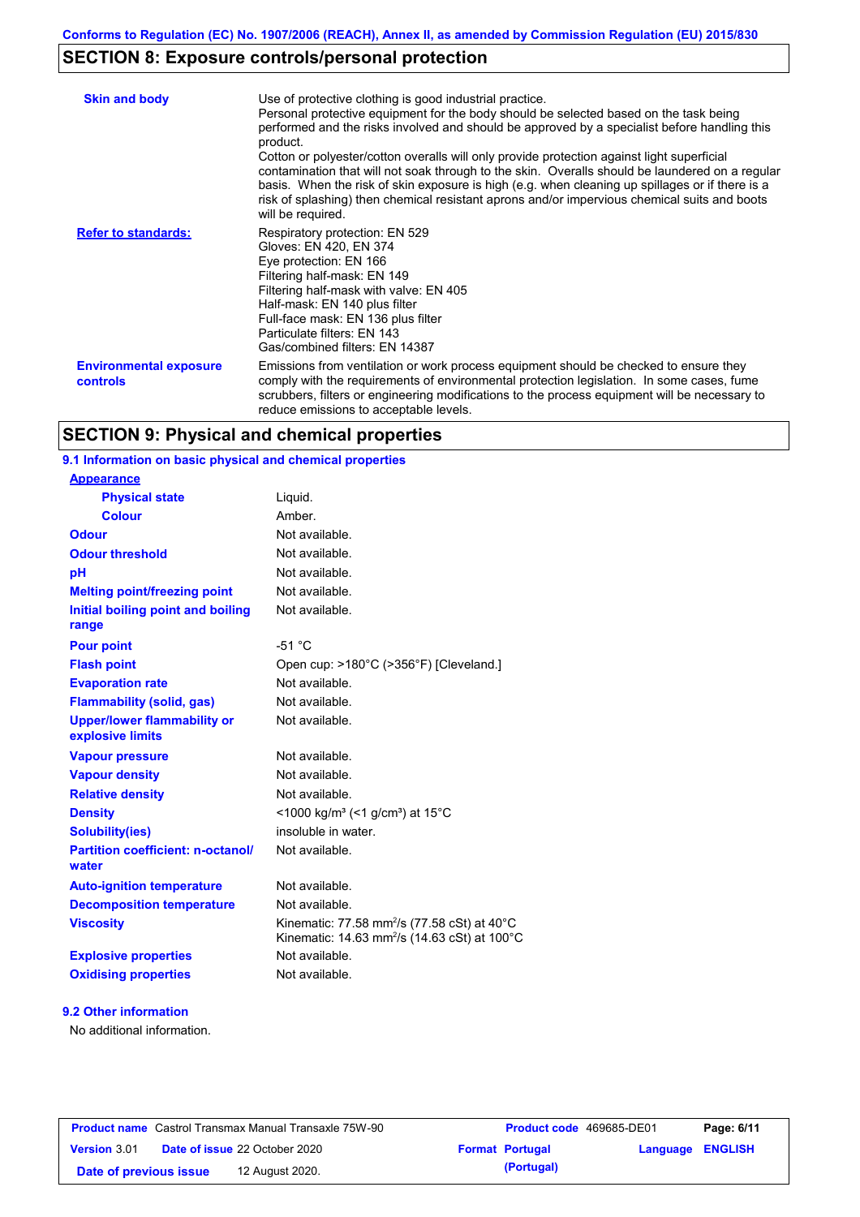## SECTION 8: Exposure controls/personal protection

| | |
|---|---|
| **Skin and body** | Use of protective clothing is good industrial practice. Personal protective equipment for the body should be selected based on the task being performed and the risks involved and should be approved by a specialist before handling this product. Cotton or polyester/cotton overalls will only provide protection against light superficial contamination that will not soak through to the skin. Overalls should be laundered on a regular basis. When the risk of skin exposure is high (e.g. when cleaning up spillages or if there is a risk of splashing) then chemical resistant aprons and/or impervious chemical suits and boots will be required. |
| **Refer to standards:** | Respiratory protection: EN 529<br>Gloves: EN 420, EN 374<br>Eye protection: EN 166<br>Filtering half-mask: EN 149<br>Filtering half-mask with valve: EN 405<br>Half-mask: EN 140 plus filter<br>Full-face mask: EN 136 plus filter<br>Particulate filters: EN 143<br>Gas/combined filters: EN 14387 |
| **Environmental exposure controls** | Emissions from ventilation or work process equipment should be checked to ensure they comply with the requirements of environmental protection legislation. In some cases, fume scrubbers, filters or engineering modifications to the process equipment will be necessary to reduce emissions to acceptable levels. |

## SECTION 9: Physical and chemical properties

### 9.1 Information on basic physical and chemical properties

| | |
|---|---|
| **Appearance** | |
| **Physical state** | Liquid. |
| **Colour** | Amber. |
| **Odour** | Not available. |
| **Odour threshold** | Not available. |
| **pH** | Not available. |
| **Melting point/freezing point** | Not available. |
| **Initial boiling point and boiling range** | Not available. |
| **Pour point** | -51 °C |
| **Flash point** | Open cup: >180°C (>356°F) [Cleveland.] |
| **Evaporation rate** | Not available. |
| **Flammability (solid, gas)** | Not available. |
| **Upper/lower flammability or explosive limits** | Not available. |
| **Vapour pressure** | Not available. |
| **Vapour density** | Not available. |
| **Relative density** | Not available. |
| **Density** | <1000 kg/m³ (<1 g/cm³) at 15°C |
| **Solubility(ies)** | insoluble in water. |
| **Partition coefficient: n-octanol/water** | Not available. |
| **Auto-ignition temperature** | Not available. |
| **Decomposition temperature** | Not available. |
| **Viscosity** | Kinematic: 77.58 $mm^2/s$ (77.58 cSt) at 40°C<br>Kinematic: 14.63 $mm^2/s$ (14.63 cSt) at 100°C |
| **Explosive properties** | Not available. |
| **Oxidising properties** | Not available. |

### 9.2 Other information

No additional information.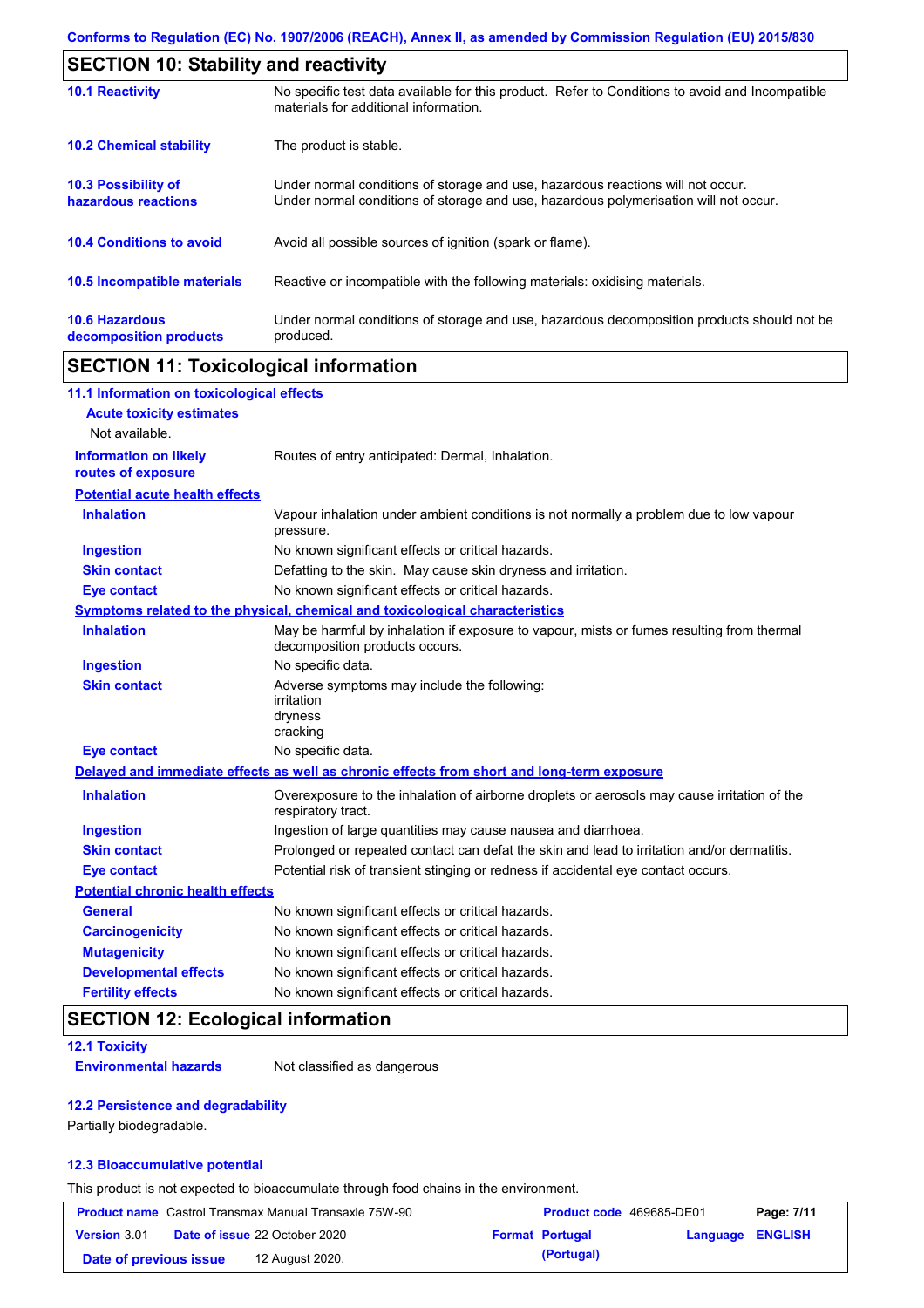## SECTION 10: Stability and reactivity

| | |
|---|---|
| **10.1 Reactivity** | No specific test data available for this product. Refer to Conditions to avoid and Incompatible materials for additional information. |
| **10.2 Chemical stability** | The product is stable. |
| **10.3 Possibility of hazardous reactions** | Under normal conditions of storage and use, hazardous reactions will not occur. Under normal conditions of storage and use, hazardous polymerisation will not occur. |
| **10.4 Conditions to avoid** | Avoid all possible sources of ignition (spark or flame). |
| **10.5 Incompatible materials** | Reactive or incompatible with the following materials: oxidising materials. |
| **10.6 Hazardous decomposition products** | Under normal conditions of storage and use, hazardous decomposition products should not be produced. |

## SECTION 11: Toxicological information

### 11.1 Information on toxicological effects

**Acute toxicity estimates**

Not available.

| | |
|---|---|
| **Information on likely routes of exposure** | Routes of entry anticipated: Dermal, Inhalation. |

**Potential acute health effects**

| | |
|---|---|
| **Inhalation** | Vapour inhalation under ambient conditions is not normally a problem due to low vapour pressure. |
| **Ingestion** | No known significant effects or critical hazards. |
| **Skin contact** | Defatting to the skin. May cause skin dryness and irritation. |
| **Eye contact** | No known significant effects or critical hazards. |

**Symptoms related to the physical, chemical and toxicological characteristics**

| | |
|---|---|
| **Inhalation** | May be harmful by inhalation if exposure to vapour, mists or fumes resulting from thermal decomposition products occurs. |
| **Ingestion** | No specific data. |
| **Skin contact** | Adverse symptoms may include the following:<br>irritation<br>dryness<br>cracking |
| **Eye contact** | No specific data. |

**Delayed and immediate effects as well as chronic effects from short and long-term exposure**

| | |
|---|---|
| **Inhalation** | Overexposure to the inhalation of airborne droplets or aerosols may cause irritation of the respiratory tract. |
| **Ingestion** | Ingestion of large quantities may cause nausea and diarrhoea. |
| **Skin contact** | Prolonged or repeated contact can defat the skin and lead to irritation and/or dermatitis. |
| **Eye contact** | Potential risk of transient stinging or redness if accidental eye contact occurs. |

**Potential chronic health effects**

| | |
|---|---|
| **General** | No known significant effects or critical hazards. |
| **Carcinogenicity** | No known significant effects or critical hazards. |
| **Mutagenicity** | No known significant effects or critical hazards. |
| **Developmental effects** | No known significant effects or critical hazards. |
| **Fertility effects** | No known significant effects or critical hazards. |

## SECTION 12: Ecological information

### 12.1 Toxicity

| | |
|---|---|
| **Environmental hazards** | Not classified as dangerous |

### 12.2 Persistence and degradability

Partially biodegradable.

### 12.3 Bioaccumulative potential

This product is not expected to bioaccumulate through food chains in the environment.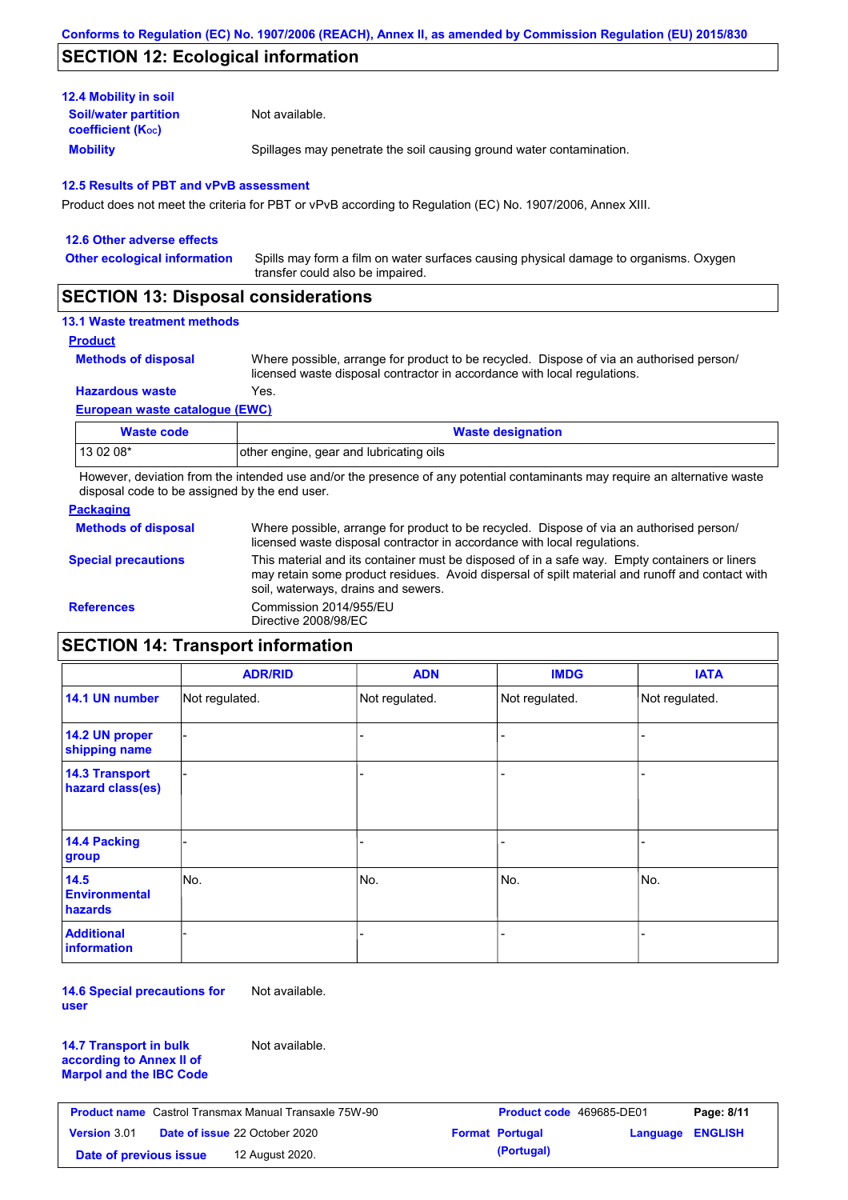## SECTION 12: Ecological information

### 12.4 Mobility in soil

**Soil/water partition coefficient ($K_{OC}$)** Not available.

**Mobility** Spillages may penetrate the soil causing ground water contamination.

### 12.5 Results of PBT and vPvB assessment

Product does not meet the criteria for PBT or vPvB according to Regulation (EC) No. 1907/2006, Annex XIII.

### 12.6 Other adverse effects

**Other ecological information** Spills may form a film on water surfaces causing physical damage to organisms. Oxygen transfer could also be impaired.

## SECTION 13: Disposal considerations

### 13.1 Waste treatment methods

**Product**

**Methods of disposal** Where possible, arrange for product to be recycled. Dispose of via an authorised person/ licensed waste disposal contractor in accordance with local regulations.

**Hazardous waste** Yes.

**European waste catalogue (EWC)**

| Waste code | Waste designation |
|---|---|
| 13 02 08* | other engine, gear and lubricating oils |

However, deviation from the intended use and/or the presence of any potential contaminants may require an alternative waste disposal code to be assigned by the end user.

**Packaging**

**Methods of disposal** Where possible, arrange for product to be recycled. Dispose of via an authorised person/ licensed waste disposal contractor in accordance with local regulations.

**Special precautions** This material and its container must be disposed of in a safe way. Empty containers or liners may retain some product residues. Avoid dispersal of spilt material and runoff and contact with soil, waterways, drains and sewers.

**References** Commission 2014/955/EU
Directive 2008/98/EC

## SECTION 14: Transport information

| | ADR/RID | ADN | IMDG | IATA |
|---|---|---|---|---|
| 14.1 UN number | Not regulated. | Not regulated. | Not regulated. | Not regulated. |
| 14.2 UN proper shipping name | - | - | - | - |
| 14.3 Transport hazard class(es) | - | - | - | - |
| 14.4 Packing group | - | - | - | - |
| 14.5 Environmental hazards | No. | No. | No. | No. |
| Additional information | - | - | - | - |

**14.6 Special precautions for user** Not available.

**14.7 Transport in bulk according to Annex II of Marpol and the IBC Code** Not available.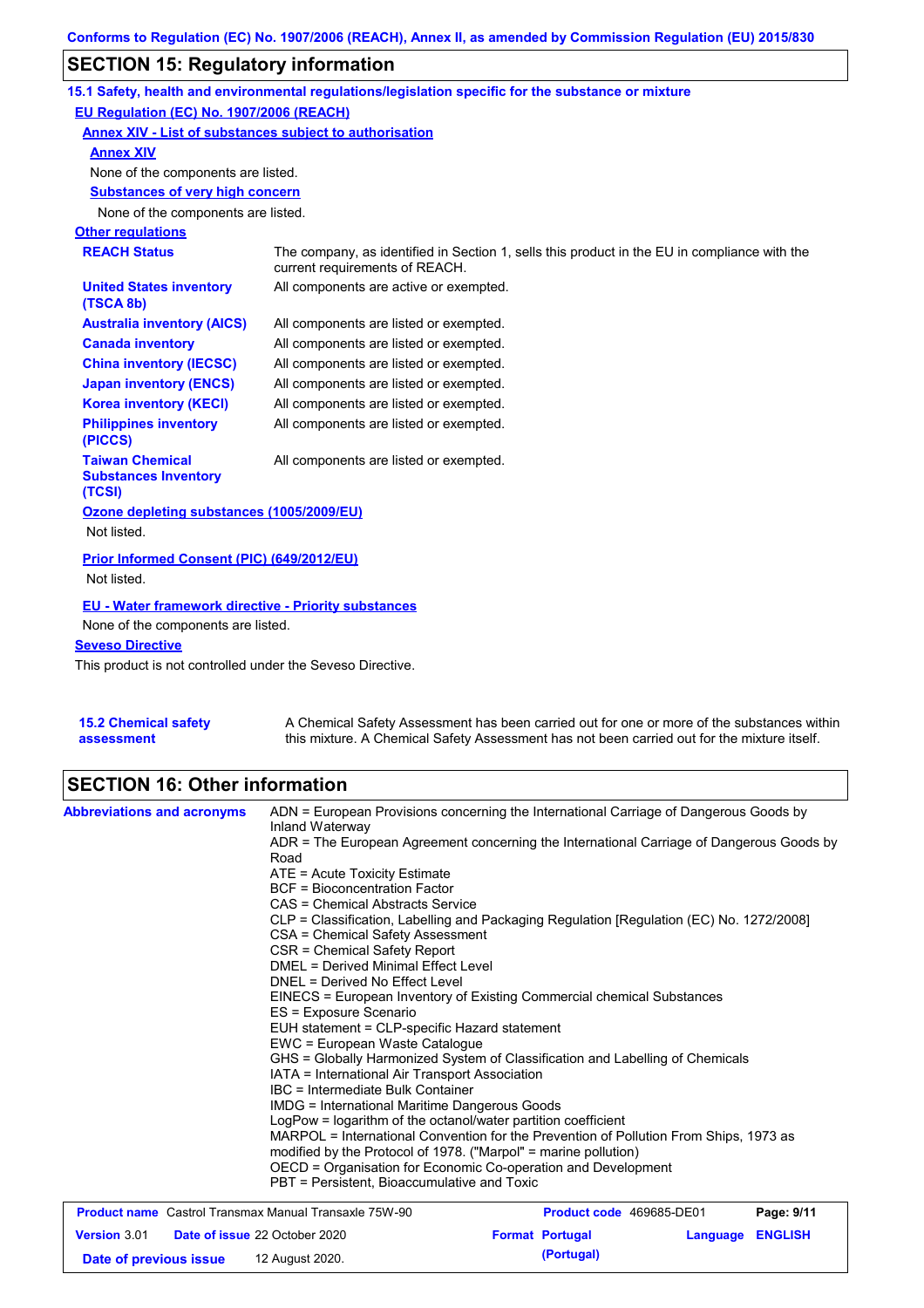## SECTION 15: Regulatory information

### 15.1 Safety, health and environmental regulations/legislation specific for the substance or mixture

**EU Regulation (EC) No. 1907/2006 (REACH)**

**Annex XIV - List of substances subject to authorisation**

**Annex XIV**

None of the components are listed.

**Substances of very high concern**

None of the components are listed.

**Other regulations**

| | |
|---|---|
| **REACH Status** | The company, as identified in Section 1, sells this product in the EU in compliance with the current requirements of REACH. |
| **United States inventory (TSCA 8b)** | All components are active or exempted. |
| **Australia inventory (AICS)** | All components are listed or exempted. |
| **Canada inventory** | All components are listed or exempted. |
| **China inventory (IECSC)** | All components are listed or exempted. |
| **Japan inventory (ENCS)** | All components are listed or exempted. |
| **Korea inventory (KECI)** | All components are listed or exempted. |
| **Philippines inventory (PICCS)** | All components are listed or exempted. |
| **Taiwan Chemical Substances Inventory (TCSI)** | All components are listed or exempted. |

**Ozone depleting substances (1005/2009/EU)**

Not listed.

**Prior Informed Consent (PIC) (649/2012/EU)**

Not listed.

**EU - Water framework directive - Priority substances**

None of the components are listed.

**Seveso Directive**

This product is not controlled under the Seveso Directive.

**15.2 Chemical safety assessment** — A Chemical Safety Assessment has been carried out for one or more of the substances within this mixture. A Chemical Safety Assessment has not been carried out for the mixture itself.

## SECTION 16: Other information

**Abbreviations and acronyms**

ADN = European Provisions concerning the International Carriage of Dangerous Goods by Inland Waterway
ADR = The European Agreement concerning the International Carriage of Dangerous Goods by Road
ATE = Acute Toxicity Estimate
BCF = Bioconcentration Factor
CAS = Chemical Abstracts Service
CLP = Classification, Labelling and Packaging Regulation [Regulation (EC) No. 1272/2008]
CSA = Chemical Safety Assessment
CSR = Chemical Safety Report
DMEL = Derived Minimal Effect Level
DNEL = Derived No Effect Level
EINECS = European Inventory of Existing Commercial chemical Substances
ES = Exposure Scenario
EUH statement = CLP-specific Hazard statement
EWC = European Waste Catalogue
GHS = Globally Harmonized System of Classification and Labelling of Chemicals
IATA = International Air Transport Association
IBC = Intermediate Bulk Container
IMDG = International Maritime Dangerous Goods
LogPow = logarithm of the octanol/water partition coefficient
MARPOL = International Convention for the Prevention of Pollution From Ships, 1973 as modified by the Protocol of 1978. ("Marpol" = marine pollution)
OECD = Organisation for Economic Co-operation and Development
PBT = Persistent, Bioaccumulative and Toxic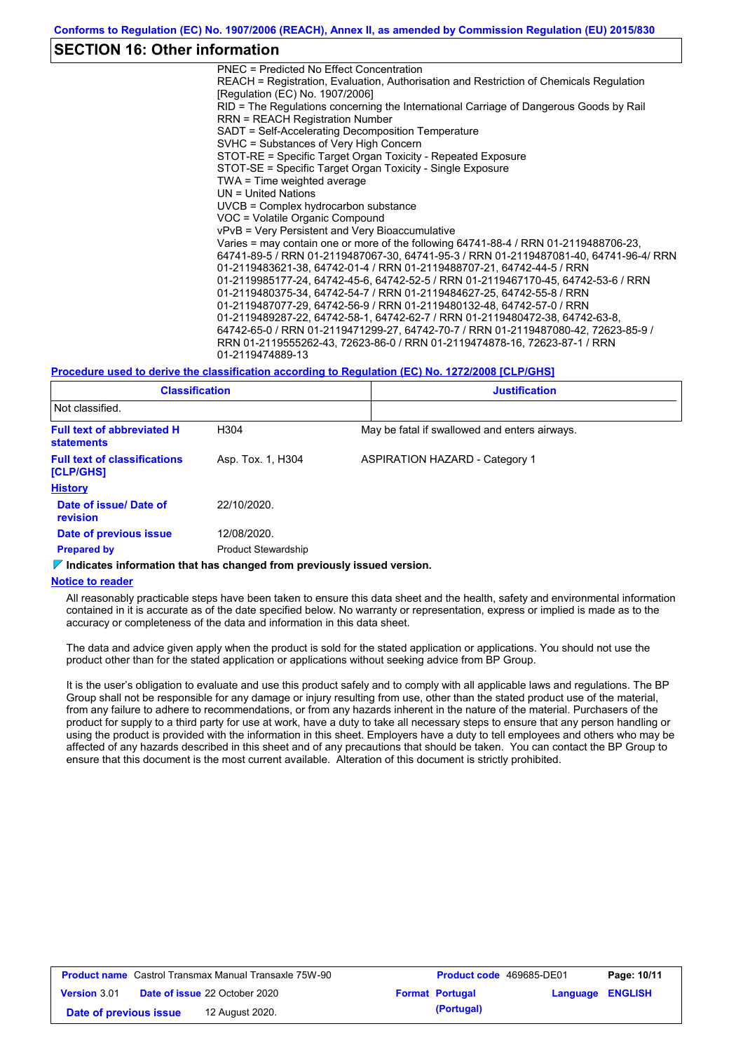## SECTION 16: Other information

PNEC = Predicted No Effect Concentration
REACH = Registration, Evaluation, Authorisation and Restriction of Chemicals Regulation [Regulation (EC) No. 1907/2006]
RID = The Regulations concerning the International Carriage of Dangerous Goods by Rail
RRN = REACH Registration Number
SADT = Self-Accelerating Decomposition Temperature
SVHC = Substances of Very High Concern
STOT-RE = Specific Target Organ Toxicity - Repeated Exposure
STOT-SE = Specific Target Organ Toxicity - Single Exposure
TWA = Time weighted average
UN = United Nations
UVCB = Complex hydrocarbon substance
VOC = Volatile Organic Compound
vPvB = Very Persistent and Very Bioaccumulative
Varies = may contain one or more of the following 64741-88-4 / RRN 01-2119488706-23, 64741-89-5 / RRN 01-2119487067-30, 64741-95-3 / RRN 01-2119487081-40, 64741-96-4/ RRN 01-2119483621-38, 64742-01-4 / RRN 01-2119488707-21, 64742-44-5 / RRN 01-2119985177-24, 64742-45-6, 64742-52-5 / RRN 01-2119467170-45, 64742-53-6 / RRN 01-2119480375-34, 64742-54-7 / RRN 01-2119484627-25, 64742-55-8 / RRN 01-2119487077-29, 64742-56-9 / RRN 01-2119480132-48, 64742-57-0 / RRN 01-2119489287-22, 64742-58-1, 64742-62-7 / RRN 01-2119480472-38, 64742-63-8, 64742-65-0 / RRN 01-2119471299-27, 64742-70-7 / RRN 01-2119487080-42, 72623-85-9 / RRN 01-2119555262-43, 72623-86-0 / RRN 01-2119474878-16, 72623-87-1 / RRN 01-2119474889-13

**Procedure used to derive the classification according to Regulation (EC) No. 1272/2008 [CLP/GHS]**

| Classification | Justification |
|---|---|
| Not classified. | |

| | | |
|---|---|---|
| **Full text of abbreviated H statements** | H304 | May be fatal if swallowed and enters airways. |
| **Full text of classifications [CLP/GHS]** | Asp. Tox. 1, H304 | ASPIRATION HAZARD - Category 1 |

**History**

| | |
|---|---|
| **Date of issue/ Date of revision** | 22/10/2020. |
| **Date of previous issue** | 12/08/2020. |
| **Prepared by** | Product Stewardship |

**Indicates information that has changed from previously issued version.**

**Notice to reader**

All reasonably practicable steps have been taken to ensure this data sheet and the health, safety and environmental information contained in it is accurate as of the date specified below. No warranty or representation, express or implied is made as to the accuracy or completeness of the data and information in this data sheet.

The data and advice given apply when the product is sold for the stated application or applications. You should not use the product other than for the stated application or applications without seeking advice from BP Group.

It is the user's obligation to evaluate and use this product safely and to comply with all applicable laws and regulations. The BP Group shall not be responsible for any damage or injury resulting from use, other than the stated product use of the material, from any failure to adhere to recommendations, or from any hazards inherent in the nature of the material. Purchasers of the product for supply to a third party for use at work, have a duty to take all necessary steps to ensure that any person handling or using the product is provided with the information in this sheet. Employers have a duty to tell employees and others who may be affected of any hazards described in this sheet and of any precautions that should be taken. You can contact the BP Group to ensure that this document is the most current available. Alteration of this document is strictly prohibited.